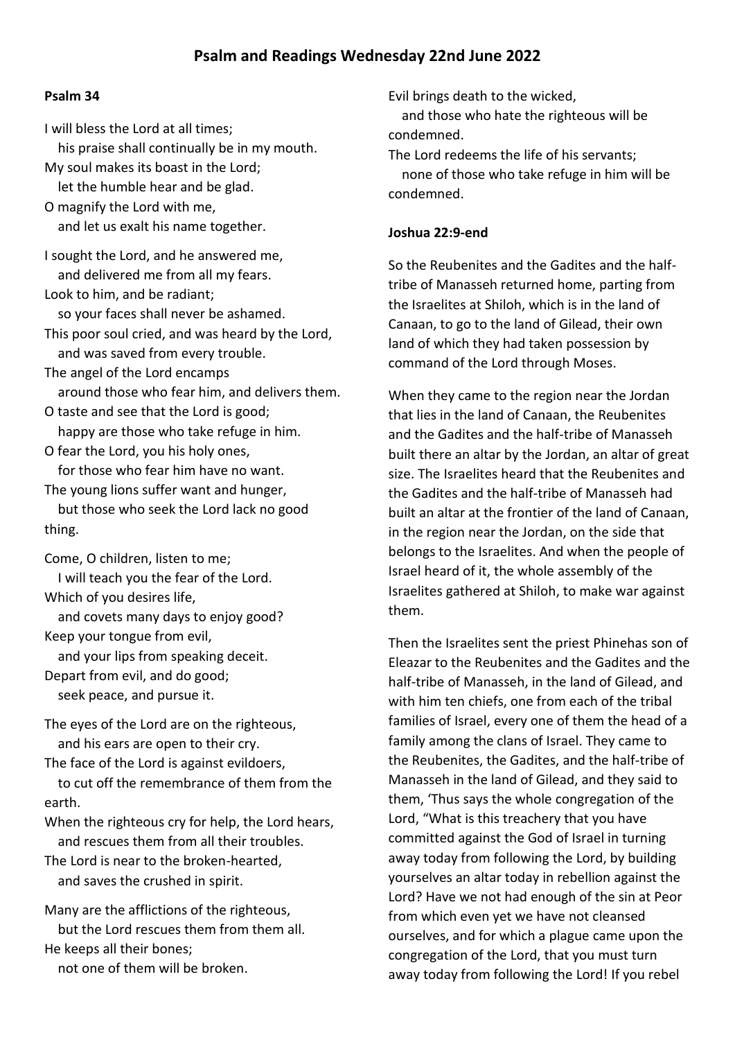# Psalm and Readings Wednesday 22nd June 2022

**Psalm 34**

I will bless the Lord at all times;
   his praise shall continually be in my mouth.
My soul makes its boast in the Lord;
   let the humble hear and be glad.
O magnify the Lord with me,
   and let us exalt his name together.

I sought the Lord, and he answered me,
   and delivered me from all my fears.
Look to him, and be radiant;
   so your faces shall never be ashamed.
This poor soul cried, and was heard by the Lord,
   and was saved from every trouble.
The angel of the Lord encamps
   around those who fear him, and delivers them.
O taste and see that the Lord is good;
   happy are those who take refuge in him.
O fear the Lord, you his holy ones,
   for those who fear him have no want.
The young lions suffer want and hunger,
   but those who seek the Lord lack no good thing.

Come, O children, listen to me;
   I will teach you the fear of the Lord.
Which of you desires life,
   and covets many days to enjoy good?
Keep your tongue from evil,
   and your lips from speaking deceit.
Depart from evil, and do good;
   seek peace, and pursue it.

The eyes of the Lord are on the righteous,
   and his ears are open to their cry.
The face of the Lord is against evildoers,
   to cut off the remembrance of them from the earth.
When the righteous cry for help, the Lord hears,
   and rescues them from all their troubles.
The Lord is near to the broken-hearted,
   and saves the crushed in spirit.

Many are the afflictions of the righteous,
   but the Lord rescues them from them all.
He keeps all their bones;
   not one of them will be broken.
Evil brings death to the wicked,
   and those who hate the righteous will be condemned.
The Lord redeems the life of his servants;
   none of those who take refuge in him will be condemned.

**Joshua 22:9-end**

So the Reubenites and the Gadites and the half-tribe of Manasseh returned home, parting from the Israelites at Shiloh, which is in the land of Canaan, to go to the land of Gilead, their own land of which they had taken possession by command of the Lord through Moses.

When they came to the region near the Jordan that lies in the land of Canaan, the Reubenites and the Gadites and the half-tribe of Manasseh built there an altar by the Jordan, an altar of great size. The Israelites heard that the Reubenites and the Gadites and the half-tribe of Manasseh had built an altar at the frontier of the land of Canaan, in the region near the Jordan, on the side that belongs to the Israelites. And when the people of Israel heard of it, the whole assembly of the Israelites gathered at Shiloh, to make war against them.

Then the Israelites sent the priest Phinehas son of Eleazar to the Reubenites and the Gadites and the half-tribe of Manasseh, in the land of Gilead, and with him ten chiefs, one from each of the tribal families of Israel, every one of them the head of a family among the clans of Israel. They came to the Reubenites, the Gadites, and the half-tribe of Manasseh in the land of Gilead, and they said to them, 'Thus says the whole congregation of the Lord, "What is this treachery that you have committed against the God of Israel in turning away today from following the Lord, by building yourselves an altar today in rebellion against the Lord? Have we not had enough of the sin at Peor from which even yet we have not cleansed ourselves, and for which a plague came upon the congregation of the Lord, that you must turn away today from following the Lord! If you rebel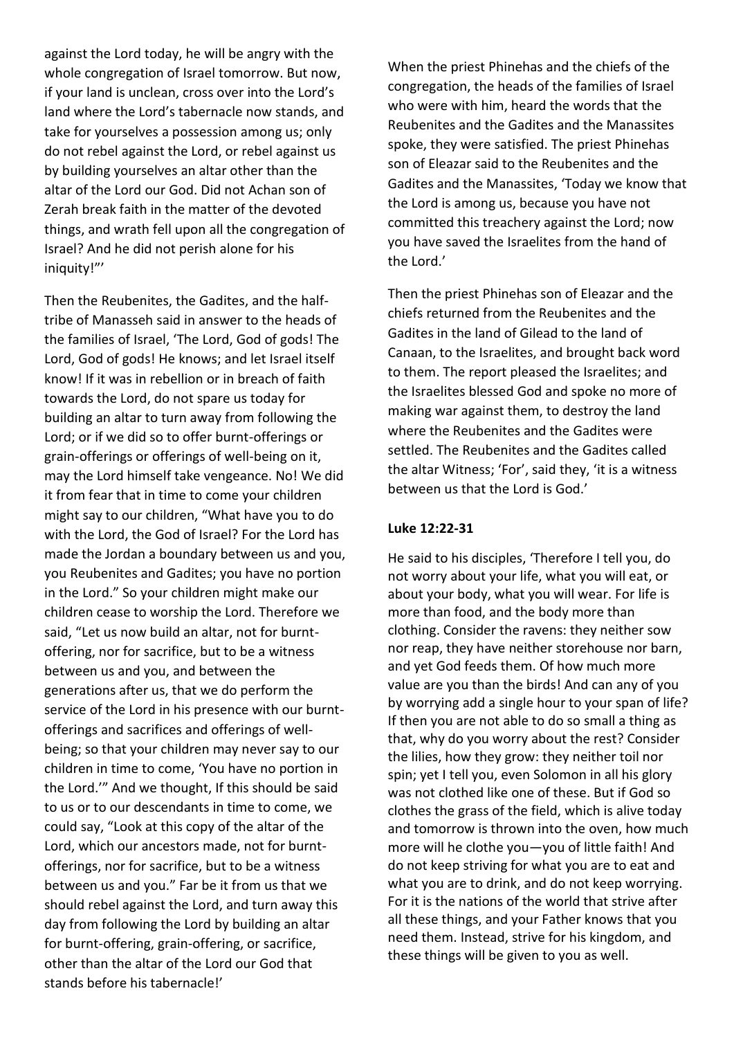against the Lord today, he will be angry with the whole congregation of Israel tomorrow. But now, if your land is unclean, cross over into the Lord's land where the Lord's tabernacle now stands, and take for yourselves a possession among us; only do not rebel against the Lord, or rebel against us by building yourselves an altar other than the altar of the Lord our God. Did not Achan son of Zerah break faith in the matter of the devoted things, and wrath fell upon all the congregation of Israel? And he did not perish alone for his iniquity!"'

Then the Reubenites, the Gadites, and the half-tribe of Manasseh said in answer to the heads of the families of Israel, 'The Lord, God of gods! The Lord, God of gods! He knows; and let Israel itself know! If it was in rebellion or in breach of faith towards the Lord, do not spare us today for building an altar to turn away from following the Lord; or if we did so to offer burnt-offerings or grain-offerings or offerings of well-being on it, may the Lord himself take vengeance. No! We did it from fear that in time to come your children might say to our children, "What have you to do with the Lord, the God of Israel? For the Lord has made the Jordan a boundary between us and you, you Reubenites and Gadites; you have no portion in the Lord." So your children might make our children cease to worship the Lord. Therefore we said, "Let us now build an altar, not for burnt-offering, nor for sacrifice, but to be a witness between us and you, and between the generations after us, that we do perform the service of the Lord in his presence with our burnt-offerings and sacrifices and offerings of well-being; so that your children may never say to our children in time to come, 'You have no portion in the Lord.'" And we thought, If this should be said to us or to our descendants in time to come, we could say, "Look at this copy of the altar of the Lord, which our ancestors made, not for burnt-offerings, nor for sacrifice, but to be a witness between us and you." Far be it from us that we should rebel against the Lord, and turn away this day from following the Lord by building an altar for burnt-offering, grain-offering, or sacrifice, other than the altar of the Lord our God that stands before his tabernacle!'

When the priest Phinehas and the chiefs of the congregation, the heads of the families of Israel who were with him, heard the words that the Reubenites and the Gadites and the Manassites spoke, they were satisfied. The priest Phinehas son of Eleazar said to the Reubenites and the Gadites and the Manassites, 'Today we know that the Lord is among us, because you have not committed this treachery against the Lord; now you have saved the Israelites from the hand of the Lord.'

Then the priest Phinehas son of Eleazar and the chiefs returned from the Reubenites and the Gadites in the land of Gilead to the land of Canaan, to the Israelites, and brought back word to them. The report pleased the Israelites; and the Israelites blessed God and spoke no more of making war against them, to destroy the land where the Reubenites and the Gadites were settled. The Reubenites and the Gadites called the altar Witness; 'For', said they, 'it is a witness between us that the Lord is God.'

**Luke 12:22-31**

He said to his disciples, 'Therefore I tell you, do not worry about your life, what you will eat, or about your body, what you will wear. For life is more than food, and the body more than clothing. Consider the ravens: they neither sow nor reap, they have neither storehouse nor barn, and yet God feeds them. Of how much more value are you than the birds! And can any of you by worrying add a single hour to your span of life? If then you are not able to do so small a thing as that, why do you worry about the rest? Consider the lilies, how they grow: they neither toil nor spin; yet I tell you, even Solomon in all his glory was not clothed like one of these. But if God so clothes the grass of the field, which is alive today and tomorrow is thrown into the oven, how much more will he clothe you—you of little faith! And do not keep striving for what you are to eat and what you are to drink, and do not keep worrying. For it is the nations of the world that strive after all these things, and your Father knows that you need them. Instead, strive for his kingdom, and these things will be given to you as well.